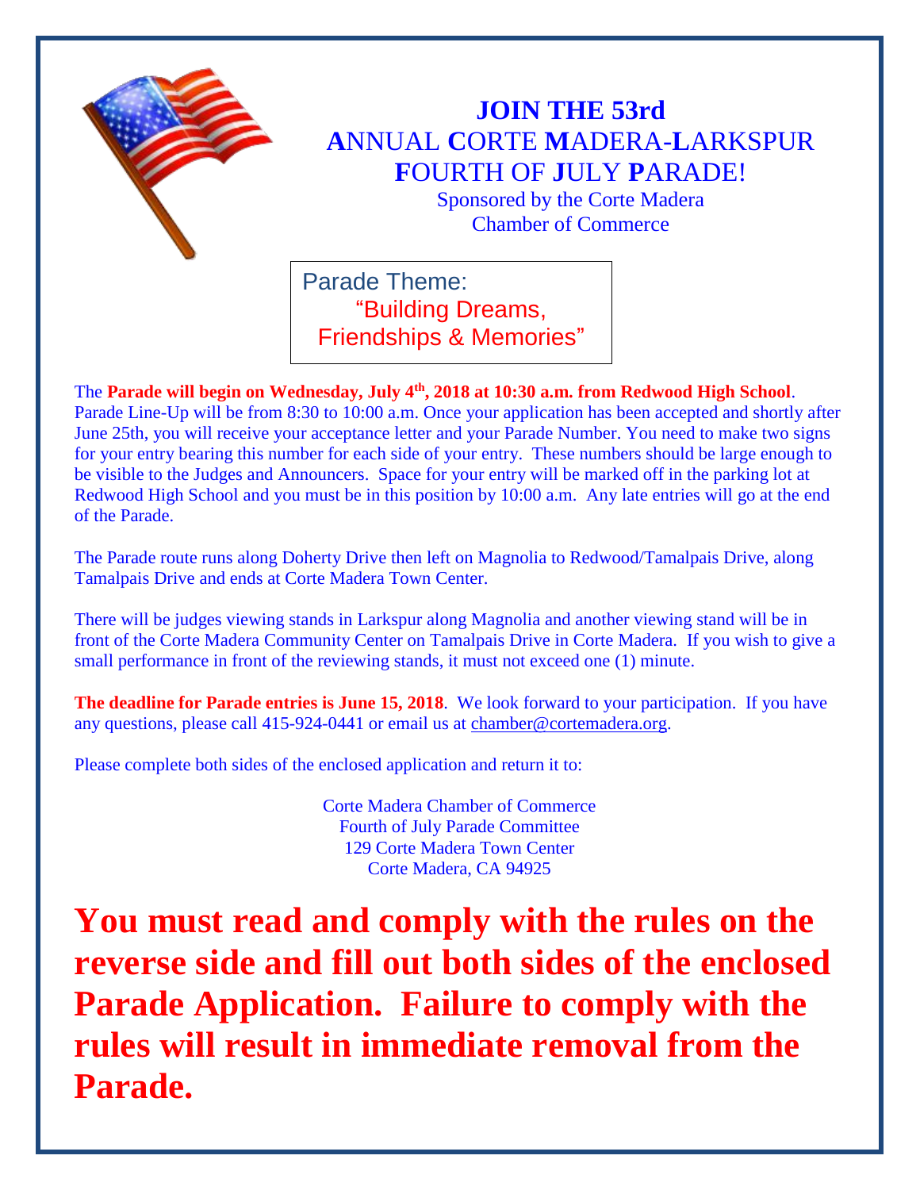# JOIN THE 53rd ANNUAL CORTE MADERA-LARKSPUR FOURTH OF JULY PARADE!

Sponsored by the Corte Madera Chamber of Commerce

Parade Theme:
"Building Dreams, Friendships & Memories"

The **Parade will begin on Wednesday, July 4th, 2018 at 10:30 a.m. from Redwood High School**. Parade Line-Up will be from 8:30 to 10:00 a.m. Once your application has been accepted and shortly after June 25th, you will receive your acceptance letter and your Parade Number. You need to make two signs for your entry bearing this number for each side of your entry. These numbers should be large enough to be visible to the Judges and Announcers. Space for your entry will be marked off in the parking lot at Redwood High School and you must be in this position by 10:00 a.m. Any late entries will go at the end of the Parade.

The Parade route runs along Doherty Drive then left on Magnolia to Redwood/Tamalpais Drive, along Tamalpais Drive and ends at Corte Madera Town Center.

There will be judges viewing stands in Larkspur along Magnolia and another viewing stand will be in front of the Corte Madera Community Center on Tamalpais Drive in Corte Madera. If you wish to give a small performance in front of the reviewing stands, it must not exceed one (1) minute.

**The deadline for Parade entries is June 15, 2018**. We look forward to your participation. If you have any questions, please call 415-924-0441 or email us at chamber@cortemadera.org.

Please complete both sides of the enclosed application and return it to:

Corte Madera Chamber of Commerce
Fourth of July Parade Committee
129 Corte Madera Town Center
Corte Madera, CA 94925

**You must read and comply with the rules on the reverse side and fill out both sides of the enclosed Parade Application. Failure to comply with the rules will result in immediate removal from the Parade.**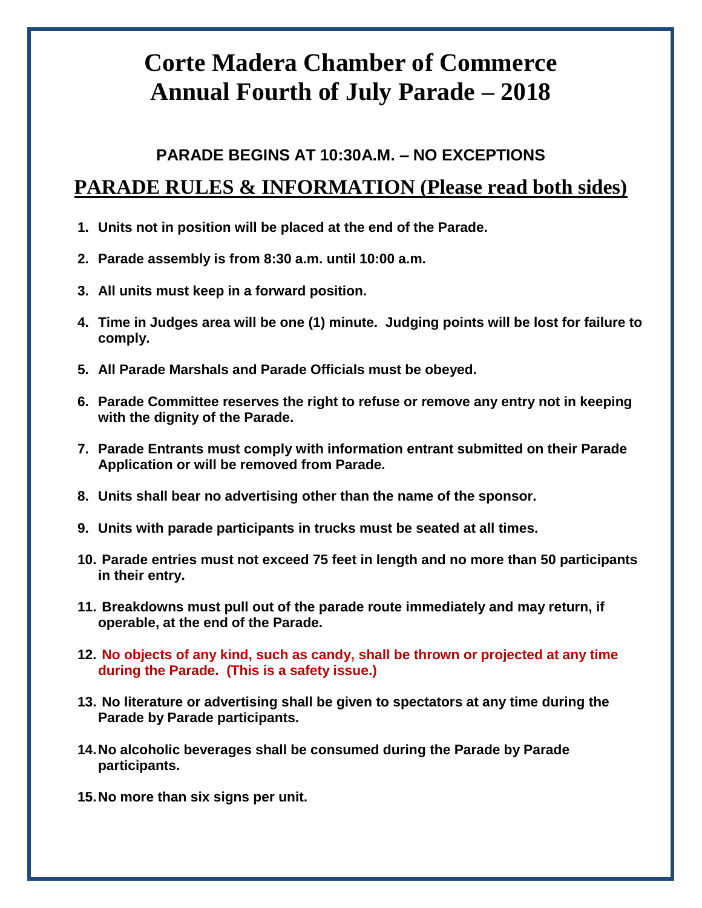# Corte Madera Chamber of Commerce
# Annual Fourth of July Parade – 2018

**PARADE BEGINS AT 10:30A.M. – NO EXCEPTIONS**

## PARADE RULES & INFORMATION (Please read both sides)

1. **Units not in position will be placed at the end of the Parade.**
2. **Parade assembly is from 8:30 a.m. until 10:00 a.m.**
3. **All units must keep in a forward position.**
4. **Time in Judges area will be one (1) minute. Judging points will be lost for failure to comply.**
5. **All Parade Marshals and Parade Officials must be obeyed.**
6. **Parade Committee reserves the right to refuse or remove any entry not in keeping with the dignity of the Parade.**
7. **Parade Entrants must comply with information entrant submitted on their Parade Application or will be removed from Parade.**
8. **Units shall bear no advertising other than the name of the sponsor.**
9. **Units with parade participants in trucks must be seated at all times.**
10. **Parade entries must not exceed 75 feet in length and no more than 50 participants in their entry.**
11. **Breakdowns must pull out of the parade route immediately and may return, if operable, at the end of the Parade.**
12. **No objects of any kind, such as candy, shall be thrown or projected at any time during the Parade. (This is a safety issue.)**
13. **No literature or advertising shall be given to spectators at any time during the Parade by Parade participants.**
14. **No alcoholic beverages shall be consumed during the Parade by Parade participants.**
15. **No more than six signs per unit.**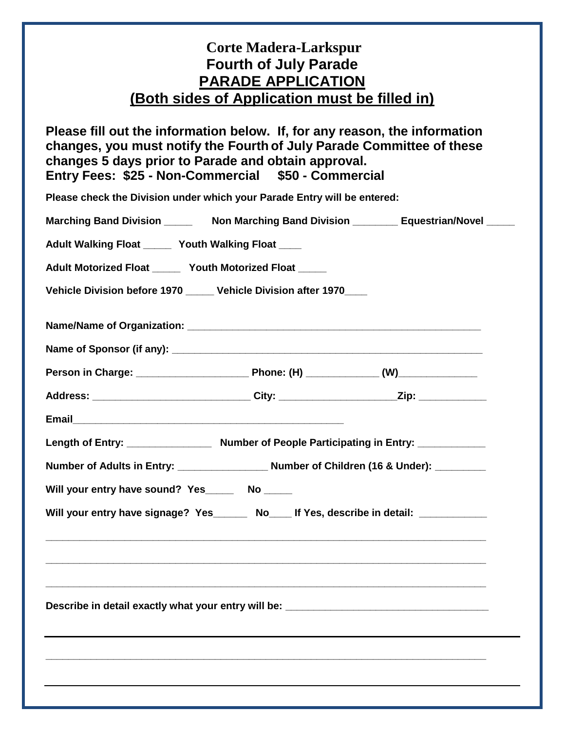# Corte Madera-Larkspur
## Fourth of July Parade
## PARADE APPLICATION
## (Both sides of Application must be filled in)

**Please fill out the information below. If, for any reason, the information changes, you must notify the Fourth of July Parade Committee of these changes 5 days prior to Parade and obtain approval.**
**Entry Fees: $25 - Non-Commercial $50 - Commercial**

**Please check the Division under which your Parade Entry will be entered:**

**Marching Band Division _____ Non Marching Band Division ________ Equestrian/Novel _____**

**Adult Walking Float _____ Youth Walking Float ____**

**Adult Motorized Float _____ Youth Motorized Float _____**

**Vehicle Division before 1970 _____ Vehicle Division after 1970____**

**Name/Name of Organization: ______________________________________________________**

**Name of Sponsor (if any): ________________________________________________________**

**Person in Charge: ____________________ Phone: (H) _____________ (W)______________**

**Address: ____________________________ City: _____________________Zip: ____________**

**Email__________________________________________________**

**Length of Entry: _______________ Number of People Participating in Entry: ____________**

**Number of Adults in Entry: ________________ Number of Children (16 & Under): _________**

**Will your entry have sound? Yes_____ No _____**

**Will your entry have signage? Yes______ No____ If Yes, describe in detail: ____________**

_________________________________________________________________________________

_________________________________________________________________________________

_________________________________________________________________________________

**Describe in detail exactly what your entry will be: _____________________________________**

_________________________________________________________________________________

_________________________________________________________________________________

_________________________________________________________________________________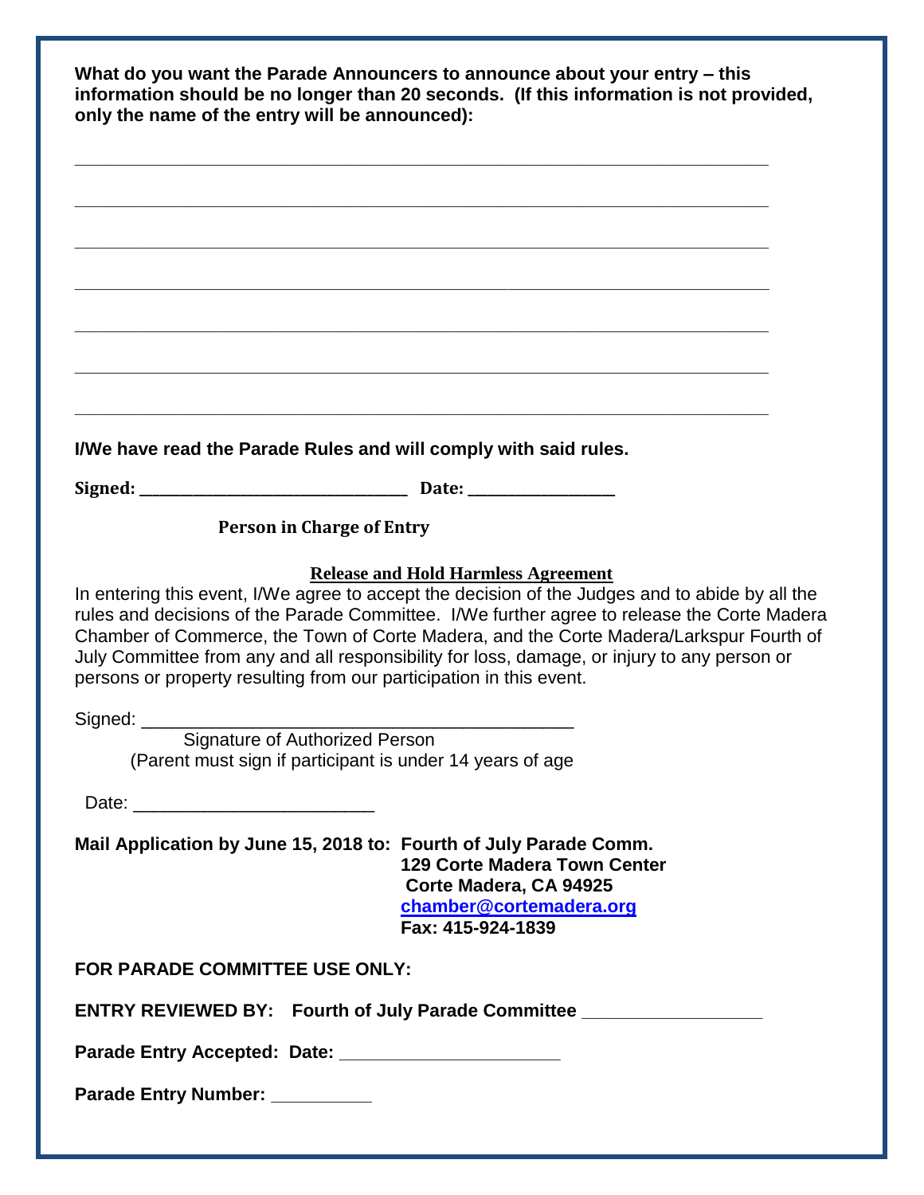**What do you want the Parade Announcers to announce about your entry – this information should be no longer than 20 seconds. (If this information is not provided, only the name of the entry will be announced):**

______________________________________________________________________________

______________________________________________________________________________

______________________________________________________________________________

______________________________________________________________________________

______________________________________________________________________________

______________________________________________________________________________

______________________________________________________________________________

**I/We have read the Parade Rules and will comply with said rules.**

**Signed: _________________________________ Date: __________________**

**Person in Charge of Entry**

**Release and Hold Harmless Agreement**

In entering this event, I/We agree to accept the decision of the Judges and to abide by all the rules and decisions of the Parade Committee. I/We further agree to release the Corte Madera Chamber of Commerce, the Town of Corte Madera, and the Corte Madera/Larkspur Fourth of July Committee from any and all responsibility for loss, damage, or injury to any person or persons or property resulting from our participation in this event.

Signed: ______________________________________________

Signature of Authorized Person
(Parent must sign if participant is under 14 years of age

Date: ________________________

**Mail Application by June 15, 2018 to: Fourth of July Parade Comm.**
**129 Corte Madera Town Center**
**Corte Madera, CA 94925**
**chamber@cortemadera.org**
**Fax: 415-924-1839**

**FOR PARADE COMMITTEE USE ONLY:**

**ENTRY REVIEWED BY: Fourth of July Parade Committee __________________**

**Parade Entry Accepted: Date: ______________________**

**Parade Entry Number: __________**